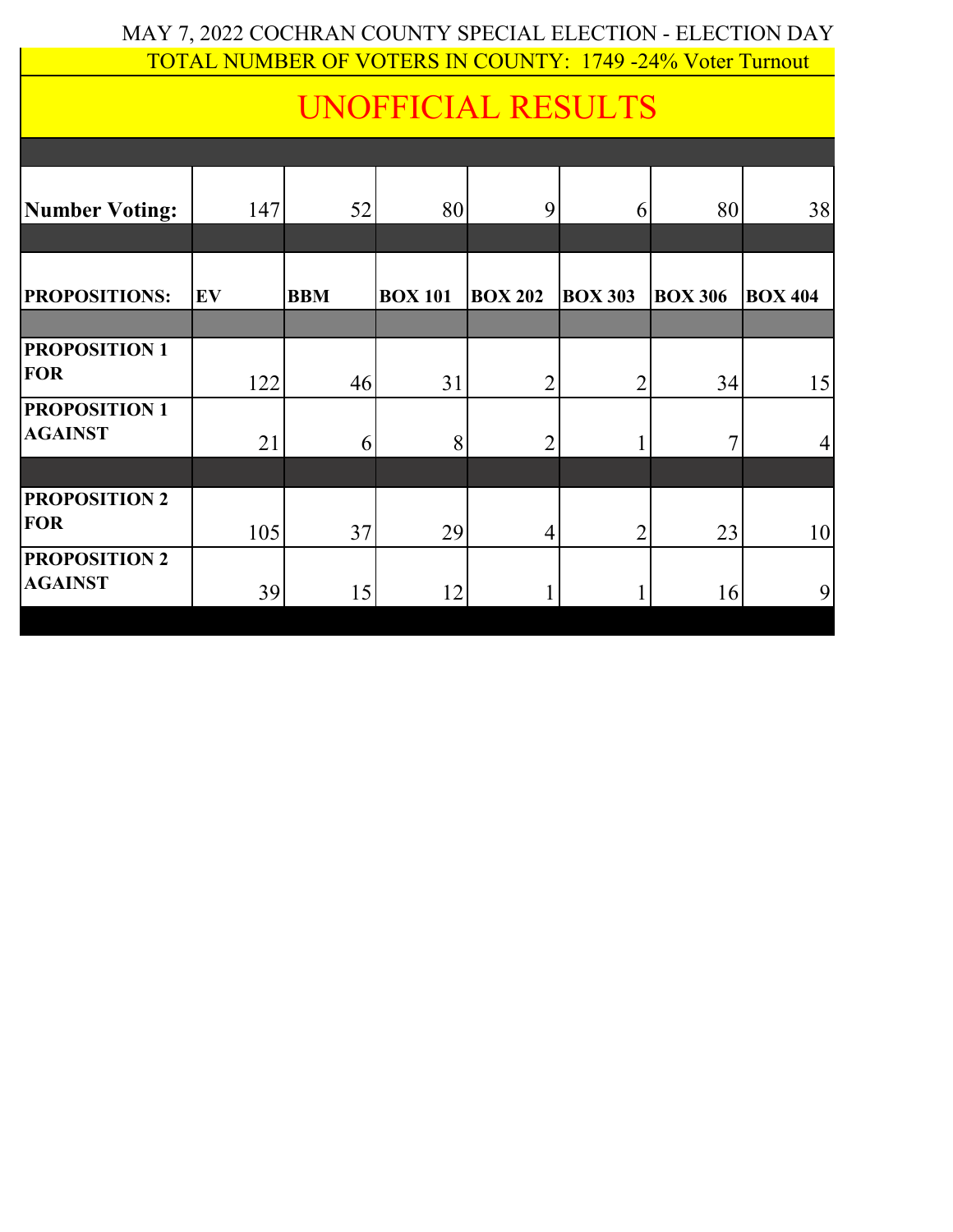MAY 7, 2022 COCHRAN COUNTY SPECIAL ELECTION - ELECTION DAY

TOTAL NUMBER OF VOTERS IN COUNTY: 1749 -24% Voter Turnout

# UNOFFICIAL RESULTS

| **Number Voting:** | 147 | 52 | 80 | 9 | 6 | 80 | 38 |
|---|---|---|---|---|---|---|---|
| **PROPOSITIONS:** | **EV** | **BBM** | **BOX 101** | **BOX 202** | **BOX 303** | **BOX 306** | **BOX 404** |
| **PROPOSITION 1 FOR** | 122 | 46 | 31 | 2 | 2 | 34 | 15 |
| **PROPOSITION 1 AGAINST** | 21 | 6 | 8 | 2 | 1 | 7 | 4 |
| **PROPOSITION 2 FOR** | 105 | 37 | 29 | 4 | 2 | 23 | 10 |
| **PROPOSITION 2 AGAINST** | 39 | 15 | 12 | 1 | 1 | 16 | 9 |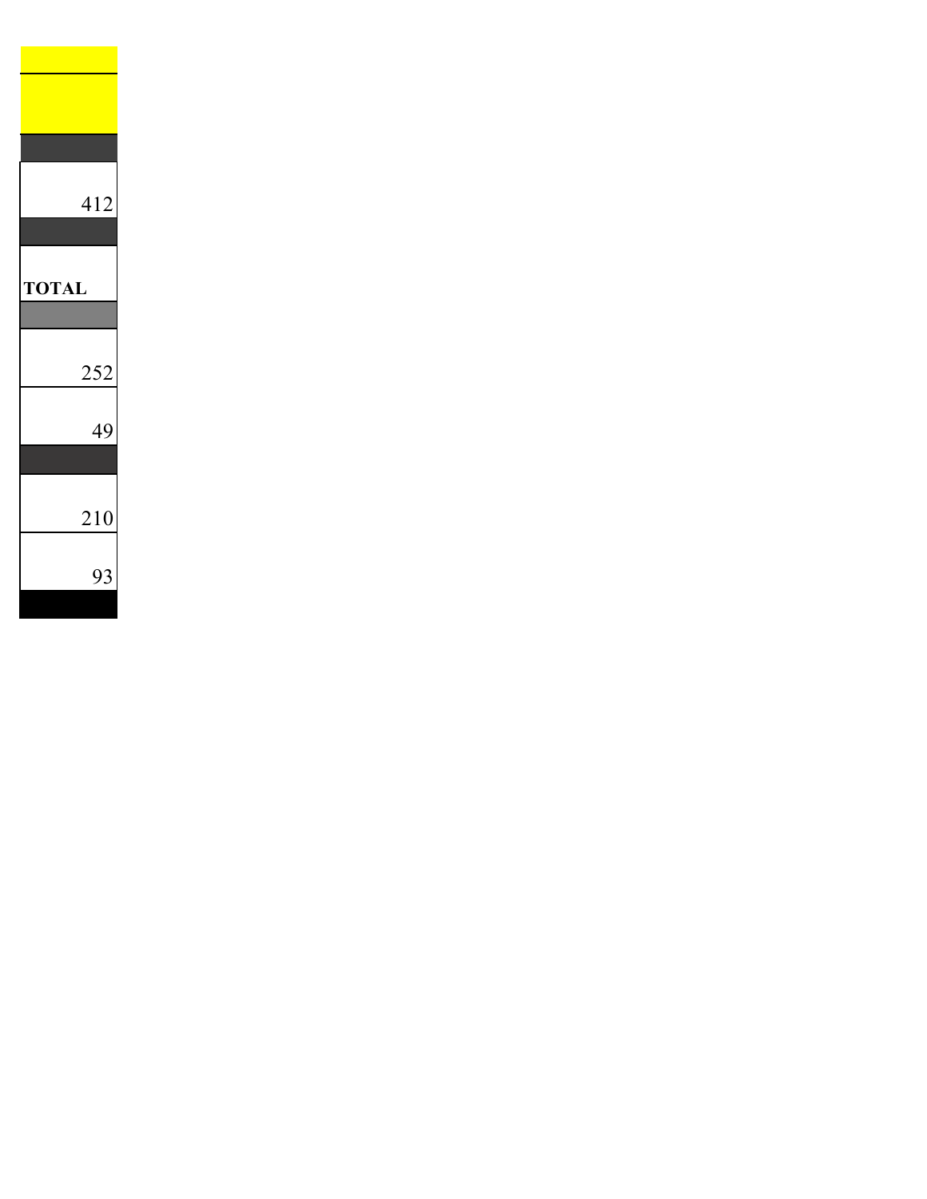| |
|---|
| |
| |
| 412 |
| |
| **TOTAL** |
| |
| 252 |
| 49 |
| |
| 210 |
| 93 |
| |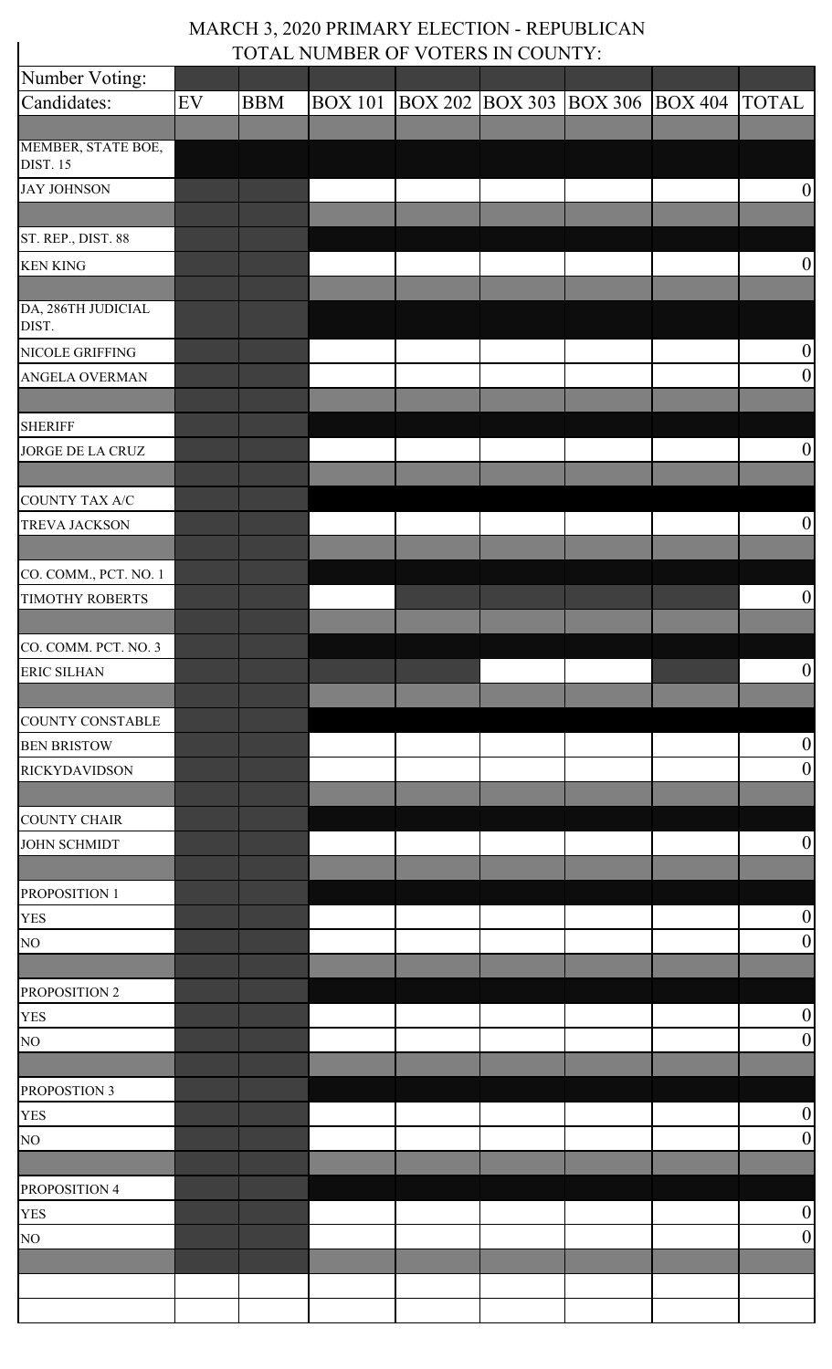# MARCH 3, 2020 PRIMARY ELECTION - REPUBLICAN

TOTAL NUMBER OF VOTERS IN COUNTY:

| Number Voting: | | | | | | | | |
|---|---|---|---|---|---|---|---|---|
| Candidates: | EV | BBM | BOX 101 | BOX 202 | BOX 303 | BOX 306 | BOX 404 | TOTAL |
| | | | | | | | | |
| MEMBER, STATE BOE, DIST. 15 | | | | | | | | |
| JAY JOHNSON | | | | | | | | 0 |
| | | | | | | | | |
| ST. REP., DIST. 88 | | | | | | | | |
| KEN KING | | | | | | | | 0 |
| | | | | | | | | |
| DA, 286TH JUDICIAL DIST. | | | | | | | | |
| NICOLE GRIFFING | | | | | | | | 0 |
| ANGELA OVERMAN | | | | | | | | 0 |
| | | | | | | | | |
| SHERIFF | | | | | | | | |
| JORGE DE LA CRUZ | | | | | | | | 0 |
| | | | | | | | | |
| COUNTY TAX A/C | | | | | | | | |
| TREVA JACKSON | | | | | | | | 0 |
| | | | | | | | | |
| CO. COMM., PCT. NO. 1 | | | | | | | | |
| TIMOTHY ROBERTS | | | | | | | | 0 |
| | | | | | | | | |
| CO. COMM. PCT. NO. 3 | | | | | | | | |
| ERIC SILHAN | | | | | | | | 0 |
| | | | | | | | | |
| COUNTY CONSTABLE | | | | | | | | |
| BEN BRISTOW | | | | | | | | 0 |
| RICKYDAVIDSON | | | | | | | | 0 |
| | | | | | | | | |
| COUNTY CHAIR | | | | | | | | |
| JOHN SCHMIDT | | | | | | | | 0 |
| | | | | | | | | |
| PROPOSITION 1 | | | | | | | | |
| YES | | | | | | | | 0 |
| NO | | | | | | | | 0 |
| | | | | | | | | |
| PROPOSITION 2 | | | | | | | | |
| YES | | | | | | | | 0 |
| NO | | | | | | | | 0 |
| | | | | | | | | |
| PROPOSTION 3 | | | | | | | | |
| YES | | | | | | | | 0 |
| NO | | | | | | | | 0 |
| | | | | | | | | |
| PROPOSITION 4 | | | | | | | | |
| YES | | | | | | | | 0 |
| NO | | | | | | | | 0 |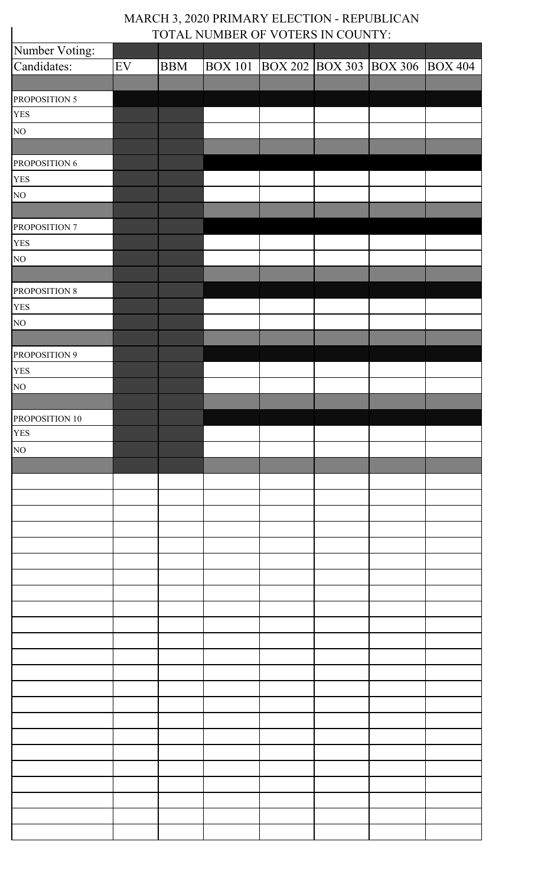MARCH 3, 2020 PRIMARY ELECTION - REPUBLICAN
TOTAL NUMBER OF VOTERS IN COUNTY:

| Number Voting: | | | | | | | |
|---|---|---|---|---|---|---|---|
| Candidates: | EV | BBM | BOX 101 | BOX 202 | BOX 303 | BOX 306 | BOX 404 |
| | | | | | | | |
| PROPOSITION 5 | | | | | | | |
| YES | | | | | | | |
| NO | | | | | | | |
| | | | | | | | |
| PROPOSITION 6 | | | | | | | |
| YES | | | | | | | |
| NO | | | | | | | |
| | | | | | | | |
| PROPOSITION 7 | | | | | | | |
| YES | | | | | | | |
| NO | | | | | | | |
| | | | | | | | |
| PROPOSITION 8 | | | | | | | |
| YES | | | | | | | |
| NO | | | | | | | |
| | | | | | | | |
| PROPOSITION 9 | | | | | | | |
| YES | | | | | | | |
| NO | | | | | | | |
| | | | | | | | |
| PROPOSITION 10 | | | | | | | |
| YES | | | | | | | |
| NO | | | | | | | |
| | | | | | | | |
| | | | | | | | |
| | | | | | | | |
| | | | | | | | |
| | | | | | | | |
| | | | | | | | |
| | | | | | | | |
| | | | | | | | |
| | | | | | | | |
| | | | | | | | |
| | | | | | | | |
| | | | | | | | |
| | | | | | | | |
| | | | | | | | |
| | | | | | | | |
| | | | | | | | |
| | | | | | | | |
| | | | | | | | |
| | | | | | | | |
| | | | | | | | |
| | | | | | | | |
| | | | | | | | |
| | | | | | | | |
| | | | | | | | |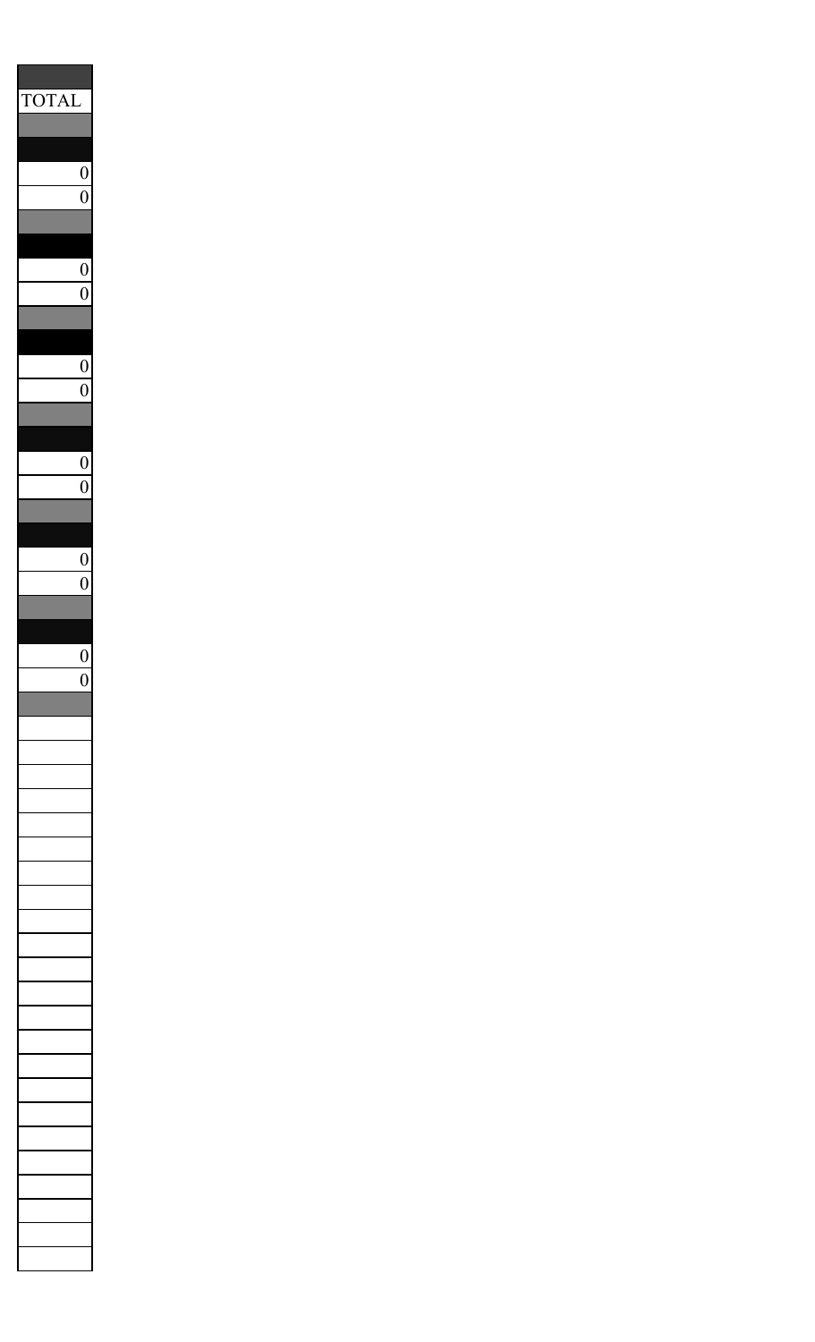| |
|---|
| TOTAL |
| |
| |
| 0 |
| 0 |
| |
| |
| 0 |
| 0 |
| |
| |
| 0 |
| 0 |
| |
| |
| 0 |
| 0 |
| |
| |
| 0 |
| 0 |
| |
| |
| 0 |
| 0 |
| |
| |
| |
| |
| |
| |
| |
| |
| |
| |
| |
| |
| |
| |
| |
| |
| |
| |
| |
| |
| |
| |
| |
| |